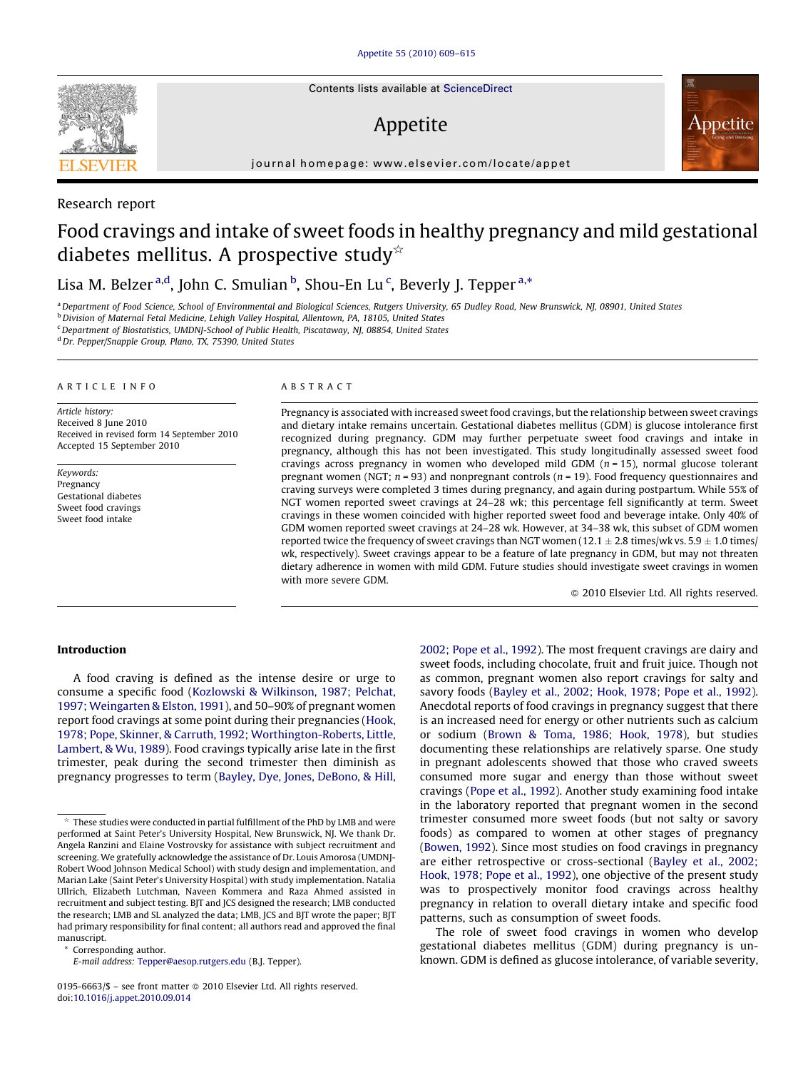Research report

# Food cravings and intake of sweet foods in healthy pregnancy and mild gestational diabetes mellitus. A prospective study☆

Lisa M. Belzer [a,d], John C. Smulian [b], Shou-En Lu [c], Beverly J. Tepper [a,*]

[a] Department of Food Science, School of Environmental and Biological Sciences, Rutgers University, 65 Dudley Road, New Brunswick, NJ, 08901, United States
[b] Division of Maternal Fetal Medicine, Lehigh Valley Hospital, Allentown, PA, 18105, United States
[c] Department of Biostatistics, UMDNJ-School of Public Health, Piscataway, NJ, 08854, United States
[d] Dr. Pepper/Snapple Group, Plano, TX, 75390, United States

## ARTICLE INFO

*Article history:*
Received 8 June 2010
Received in revised form 14 September 2010
Accepted 15 September 2010

*Keywords:*
Pregnancy
Gestational diabetes
Sweet food cravings
Sweet food intake

## ABSTRACT

Pregnancy is associated with increased sweet food cravings, but the relationship between sweet cravings and dietary intake remains uncertain. Gestational diabetes mellitus (GDM) is glucose intolerance first recognized during pregnancy. GDM may further perpetuate sweet food cravings and intake in pregnancy, although this has not been investigated. This study longitudinally assessed sweet food cravings across pregnancy in women who developed mild GDM ($n = 15$), normal glucose tolerant pregnant women (NGT; $n = 93$) and nonpregnant controls ($n = 19$). Food frequency questionnaires and craving surveys were completed 3 times during pregnancy, and again during postpartum. While 55% of NGT women reported sweet cravings at 24–28 wk; this percentage fell significantly at term. Sweet cravings in these women coincided with higher reported sweet food and beverage intake. Only 40% of GDM women reported sweet cravings at 24–28 wk. However, at 34–38 wk, this subset of GDM women reported twice the frequency of sweet cravings than NGT women ($12.1 \pm 2.8$ times/wk vs. $5.9 \pm 1.0$ times/wk, respectively). Sweet cravings appear to be a feature of late pregnancy in GDM, but may not threaten dietary adherence in women with mild GDM. Future studies should investigate sweet cravings in women with more severe GDM.

© 2010 Elsevier Ltd. All rights reserved.

## Introduction

A food craving is defined as the intense desire or urge to consume a specific food (Kozlowski & Wilkinson, 1987; Pelchat, 1997; Weingarten & Elston, 1991), and 50–90% of pregnant women report food cravings at some point during their pregnancies (Hook, 1978; Pope, Skinner, & Carruth, 1992; Worthington-Roberts, Little, Lambert, & Wu, 1989). Food cravings typically arise late in the first trimester, peak during the second trimester then diminish as pregnancy progresses to term (Bayley, Dye, Jones, DeBono, & Hill, 2002; Pope et al., 1992). The most frequent cravings are dairy and sweet foods, including chocolate, fruit and fruit juice. Though not as common, pregnant women also report cravings for salty and savory foods (Bayley et al., 2002; Hook, 1978; Pope et al., 1992). Anecdotal reports of food cravings in pregnancy suggest that there is an increased need for energy or other nutrients such as calcium or sodium (Brown & Toma, 1986; Hook, 1978), but studies documenting these relationships are relatively sparse. One study in pregnant adolescents showed that those who craved sweets consumed more sugar and energy than those without sweet cravings (Pope et al., 1992). Another study examining food intake in the laboratory reported that pregnant women in the second trimester consumed more sweet foods (but not salty or savory foods) as compared to women at other stages of pregnancy (Bowen, 1992). Since most studies on food cravings in pregnancy are either retrospective or cross-sectional (Bayley et al., 2002; Hook, 1978; Pope et al., 1992), one objective of the present study was to prospectively monitor food cravings across healthy pregnancy in relation to overall dietary intake and specific food patterns, such as consumption of sweet foods.

The role of sweet food cravings in women who develop gestational diabetes mellitus (GDM) during pregnancy is unknown. GDM is defined as glucose intolerance, of variable severity,

☆ These studies were conducted in partial fulfillment of the PhD by LMB and were performed at Saint Peter's University Hospital, New Brunswick, NJ. We thank Dr. Angela Ranzini and Elaine Vostrovsky for assistance with subject recruitment and screening. We gratefully acknowledge the assistance of Dr. Louis Amorosa (UMDNJ-Robert Wood Johnson Medical School) with study design and implementation, and Marian Lake (Saint Peter's University Hospital) with study implementation. Natalia Ullrich, Elizabeth Lutchman, Naveen Kommera and Raza Ahmed assisted in recruitment and subject testing. BJT and JCS designed the research; LMB conducted the research; LMB and SL analyzed the data; LMB, JCS and BJT wrote the paper; BJT had primary responsibility for final content; all authors read and approved the final manuscript.

\* Corresponding author.
E-mail address: Tepper@aesop.rutgers.edu (B.J. Tepper).

0195-6663/$ – see front matter © 2010 Elsevier Ltd. All rights reserved.
doi:10.1016/j.appet.2010.09.014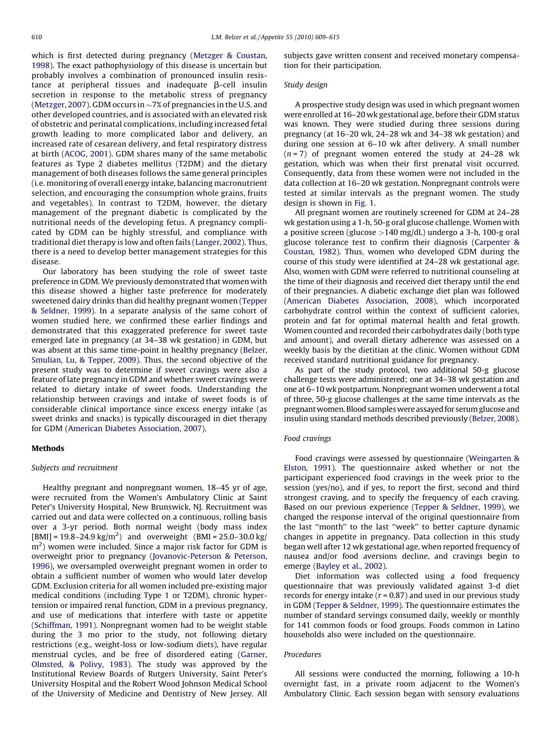which is first detected during pregnancy (Metzger & Coustan, 1998). The exact pathophysiology of this disease is uncertain but probably involves a combination of pronounced insulin resistance at peripheral tissues and inadequate β-cell insulin secretion in response to the metabolic stress of pregnancy (Metzger, 2007). GDM occurs in ~7% of pregnancies in the U.S. and other developed countries, and is associated with an elevated risk of obstetric and perinatal complications, including increased fetal growth leading to more complicated labor and delivery, an increased rate of cesarean delivery, and fetal respiratory distress at birth (ACOG, 2001). GDM shares many of the same metabolic features as Type 2 diabetes mellitus (T2DM) and the dietary management of both diseases follows the same general principles (i.e. monitoring of overall energy intake, balancing macronutrient selection, and encouraging the consumption whole grains, fruits and vegetables). In contrast to T2DM, however, the dietary management of the pregnant diabetic is complicated by the nutritional needs of the developing fetus. A pregnancy complicated by GDM can be highly stressful, and compliance with traditional diet therapy is low and often fails (Langer, 2002). Thus, there is a need to develop better management strategies for this disease.

Our laboratory has been studying the role of sweet taste preference in GDM. We previously demonstrated that women with this disease showed a higher taste preference for moderately sweetened dairy drinks than did healthy pregnant women (Tepper & Seldner, 1999). In a separate analysis of the same cohort of women studied here, we confirmed these earlier findings and demonstrated that this exaggerated preference for sweet taste emerged late in pregnancy (at 34–38 wk gestation) in GDM, but was absent at this same time-point in healthy pregnancy (Belzer, Smulian, Lu, & Tepper, 2009). Thus, the second objective of the present study was to determine if sweet cravings were also a feature of late pregnancy in GDM and whether sweet cravings were related to dietary intake of sweet foods. Understanding the relationship between cravings and intake of sweet foods is of considerable clinical importance since excess energy intake (as sweet drinks and snacks) is typically discouraged in diet therapy for GDM (American Diabetes Association, 2007).

## Methods

### Subjects and recruitment

Healthy pregnant and nonpregnant women, 18–45 yr of age, were recruited from the Women's Ambulatory Clinic at Saint Peter's University Hospital, New Brunswick, NJ. Recruitment was carried out and data were collected on a continuous, rolling basis over a 3-yr period. Both normal weight (body mass index [BMI] = 19.8–24.9 kg/m$^2$) and overweight (BMI = 25.0–30.0 kg/m$^2$) women were included. Since a major risk factor for GDM is overweight prior to pregnancy (Jovanovic-Peterson & Peterson, 1996), we oversampled overweight pregnant women in order to obtain a sufficient number of women who would later develop GDM. Exclusion criteria for all women included pre-existing major medical conditions (including Type 1 or T2DM), chronic hypertension or impaired renal function, GDM in a previous pregnancy, and use of medications that interfere with taste or appetite (Schiffman, 1991). Nonpregnant women had to be weight stable during the 3 mo prior to the study, not following dietary restrictions (e.g., weight-loss or low-sodium diets), have regular menstrual cycles, and be free of disordered eating (Garner, Olmsted, & Polivy, 1983). The study was approved by the Institutional Review Boards of Rutgers University, Saint Peter's University Hospital and the Robert Wood Johnson Medical School of the University of Medicine and Dentistry of New Jersey. All subjects gave written consent and received monetary compensation for their participation.

### Study design

A prospective study design was used in which pregnant women were enrolled at 16–20 wk gestational age, before their GDM status was known. They were studied during three sessions during pregnancy (at 16–20 wk, 24–28 wk and 34–38 wk gestation) and during one session at 6–10 wk after delivery. A small number ($n$ = 7) of pregnant women entered the study at 24–28 wk gestation, which was when their first prenatal visit occurred. Consequently, data from these women were not included in the data collection at 16–20 wk gestation. Nonpregnant controls were tested at similar intervals as the pregnant women. The study design is shown in Fig. 1.

All pregnant women are routinely screened for GDM at 24–28 wk gestation using a 1-h, 50-g oral glucose challenge. Women with a positive screen (glucose >140 mg/dL) undergo a 3-h, 100-g oral glucose tolerance test to confirm their diagnosis (Carpenter & Coustan, 1982). Thus, women who developed GDM during the course of this study were identified at 24–28 wk gestational age. Also, women with GDM were referred to nutritional counseling at the time of their diagnosis and received diet therapy until the end of their pregnancies. A diabetic exchange diet plan was followed (American Diabetes Association, 2008), which incorporated carbohydrate control within the context of sufficient calories, protein and fat for optimal maternal health and fetal growth. Women counted and recorded their carbohydrates daily (both type and amount), and overall dietary adherence was assessed on a weekly basis by the dietitian at the clinic. Women without GDM received standard nutritional guidance for pregnancy.

As part of the study protocol, two additional 50-g glucose challenge tests were administered; one at 34–38 wk gestation and one at 6–10 wk postpartum. Nonpregnant women underwent a total of three, 50-g glucose challenges at the same time intervals as the pregnant women. Blood samples were assayed for serum glucose and insulin using standard methods described previously (Belzer, 2008).

### Food cravings

Food cravings were assessed by questionnaire (Weingarten & Elston, 1991). The questionnaire asked whether or not the participant experienced food cravings in the week prior to the session (yes/no), and if yes, to report the first, second and third strongest craving, and to specify the frequency of each craving. Based on our previous experience (Tepper & Seldner, 1999), we changed the response interval of the original questionnaire from the last "month" to the last "week" to better capture dynamic changes in appetite in pregnancy. Data collection in this study began well after 12 wk gestational age, when reported frequency of nausea and/or food aversions decline, and cravings begin to emerge (Bayley et al., 2002).

Diet information was collected using a food frequency questionnaire that was previously validated against 3-d diet records for energy intake ($r$ = 0.87) and used in our previous study in GDM (Tepper & Seldner, 1999). The questionnaire estimates the number of standard servings consumed daily, weekly or monthly for 141 common foods or food groups. Foods common in Latino households also were included on the questionnaire.

### Procedures

All sessions were conducted the morning, following a 10-h overnight fast, in a private room adjacent to the Women's Ambulatory Clinic. Each session began with sensory evaluations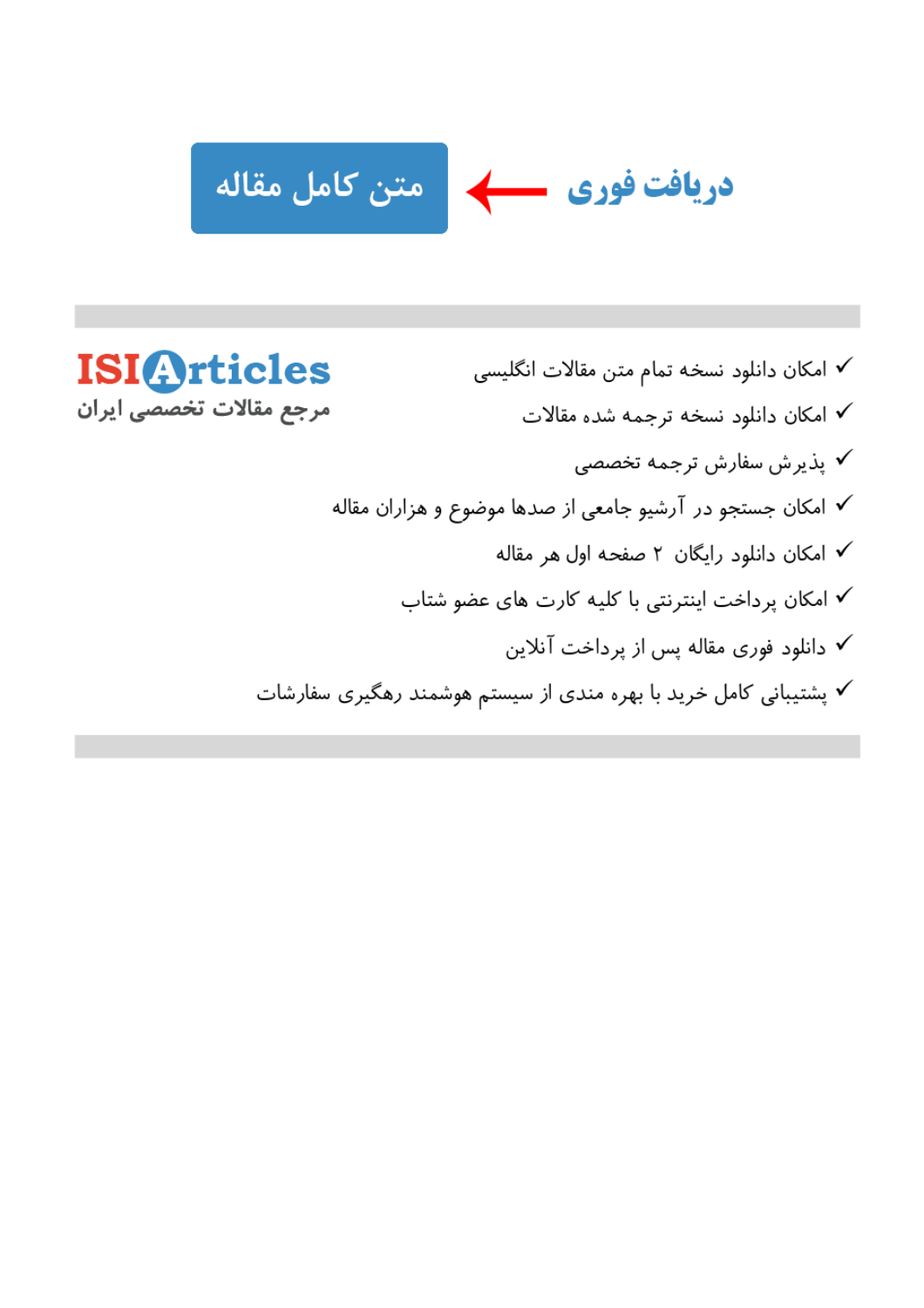دریافت فوری ← متن کامل مقاله

**ISIArticles**
مرجع مقالات تخصصی ایران

- ✓ امکان دانلود نسخه تمام متن مقالات انگلیسی
- ✓ امکان دانلود نسخه ترجمه شده مقالات
- ✓ پذیرش سفارش ترجمه تخصصی
- ✓ امکان جستجو در آرشیو جامعی از صدها موضوع و هزاران مقاله
- ✓ امکان دانلود رایگان ۲ صفحه اول هر مقاله
- ✓ امکان پرداخت اینترنتی با کلیه کارت های عضو شتاب
- ✓ دانلود فوری مقاله پس از پرداخت آنلاین
- ✓ پشتیبانی کامل خرید با بهره مندی از سیستم هوشمند رهگیری سفارشات